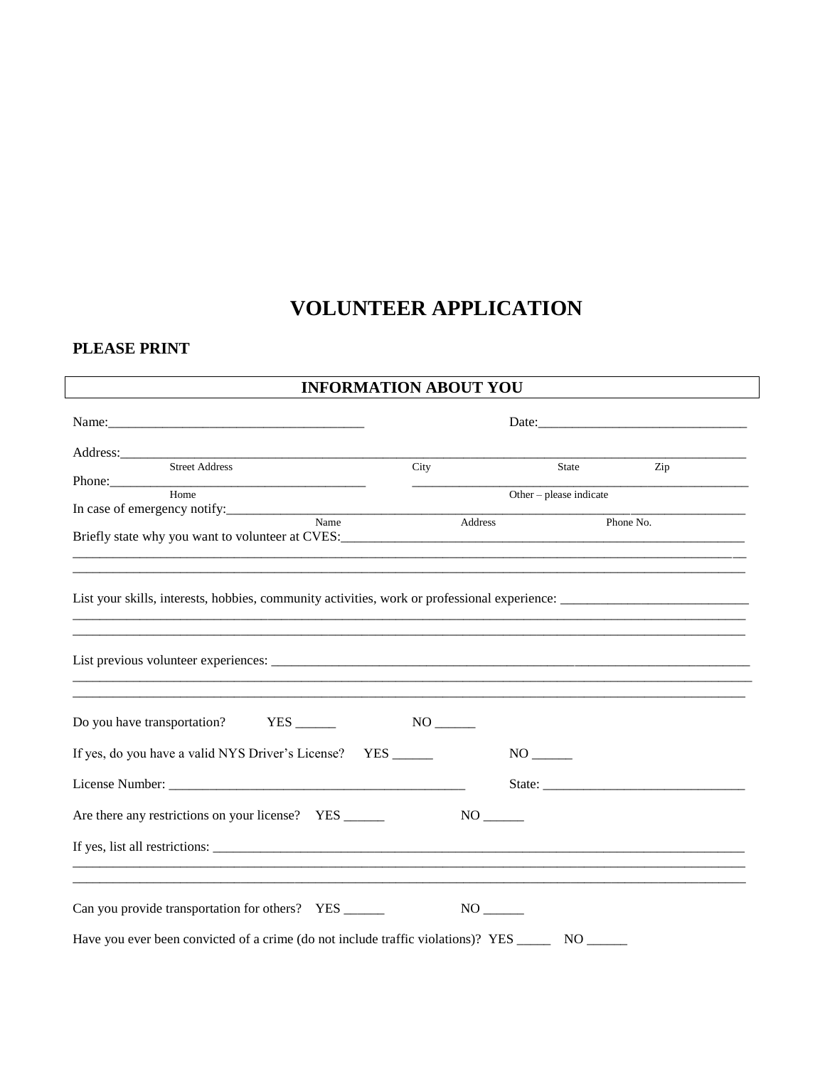# VOLUNTEER APPLICATION

**PLEASE PRINT**

## INFORMATION ABOUT YOU

Name:______________________________________ Date:_______________________________

Address:______________________________________________________________________________________________
Street Address City State Zip

Phone:______________________________________ ______________________________________________
Home Other – please indicate

In case of emergency notify:______________________________________________________________________________
Name Address Phone No.

Briefly state why you want to volunteer at CVES:____________________________________________________________
__________________________________________________________________________________________________
__________________________________________________________________________________________________

List your skills, interests, hobbies, community activities, work or professional experience: ___________________________
__________________________________________________________________________________________________
__________________________________________________________________________________________________

List previous volunteer experiences: _______________________________________________________________________
__________________________________________________________________________________________________
__________________________________________________________________________________________________

Do you have transportation? YES ______ NO ______

If yes, do you have a valid NYS Driver's License? YES ______ NO ______

License Number: ____________________________________________ State: ______________________________

Are there any restrictions on your license? YES ______ NO ______

If yes, list all restrictions: ______________________________________________________________________________
__________________________________________________________________________________________________
__________________________________________________________________________________________________

Can you provide transportation for others? YES ______ NO ______

Have you ever been convicted of a crime (do not include traffic violations)? YES _____ NO ______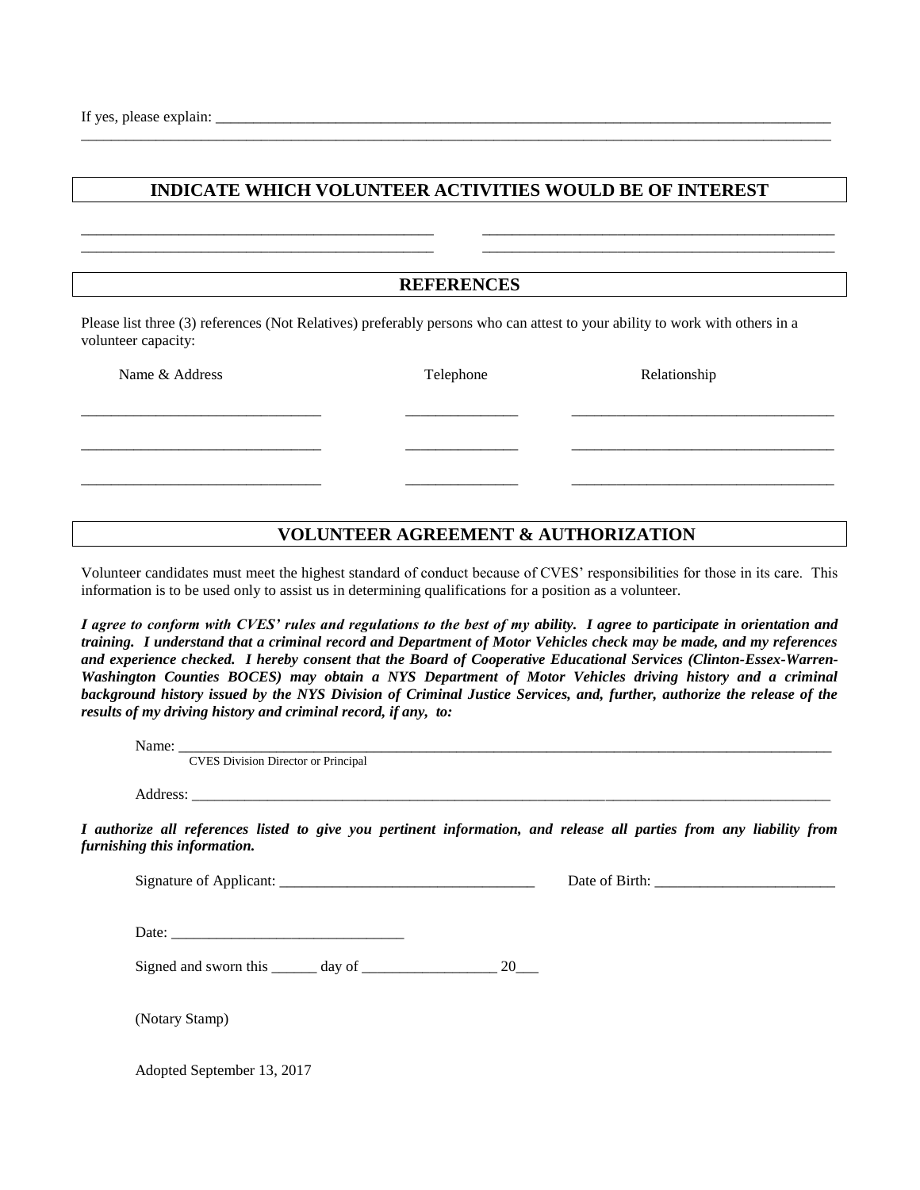If yes, please explain: ______________________________________________________________________________________

______________________________________________________________________________________________________

## INDICATE WHICH VOLUNTEER ACTIVITIES WOULD BE OF INTEREST

_______________________________________________ _______________________________________________

_______________________________________________ _______________________________________________

## REFERENCES

Please list three (3) references (Not Relatives) preferably persons who can attest to your ability to work with others in a volunteer capacity:

| Name & Address | Telephone | Relationship |
| --- | --- | --- |
| ________________________________ | _______________ | ___________________________________ |
| ________________________________ | _______________ | ___________________________________ |
| ________________________________ | _______________ | ___________________________________ |

## VOLUNTEER AGREEMENT & AUTHORIZATION

Volunteer candidates must meet the highest standard of conduct because of CVES' responsibilities for those in its care. This information is to be used only to assist us in determining qualifications for a position as a volunteer.

***I agree to conform with CVES' rules and regulations to the best of my ability. I agree to participate in orientation and training. I understand that a criminal record and Department of Motor Vehicles check may be made, and my references and experience checked. I hereby consent that the Board of Cooperative Educational Services (Clinton-Essex-Warren-Washington Counties BOCES) may obtain a NYS Department of Motor Vehicles driving history and a criminal background history issued by the NYS Division of Criminal Justice Services, and, further, authorize the release of the results of my driving history and criminal record, if any, to:***

Name: ____________________________________________________________________________________________
CVES Division Director or Principal

Address: __________________________________________________________________________________________

***I authorize all references listed to give you pertinent information, and release all parties from any liability from furnishing this information.***

Signature of Applicant: __________________________________ Date of Birth: ________________________

Date: ______________________________

Signed and sworn this ______ day of __________________ 20___

(Notary Stamp)

Adopted September 13, 2017